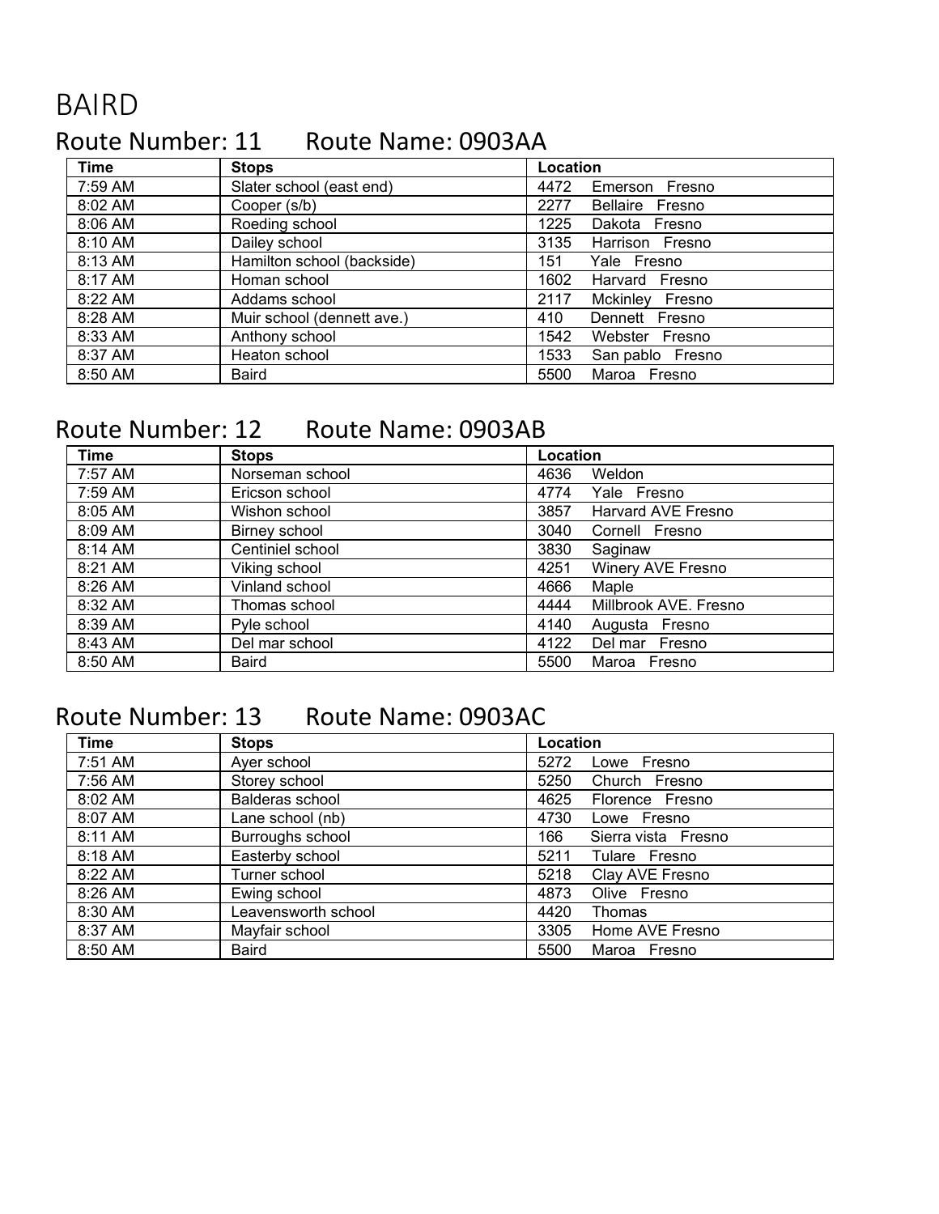# BAIRD

## Route Number: 11 Route Name: 0903AA

| Time | Stops | Location |
|---|---|---|
| 7:59 AM | Slater school (east end) | 4472 Emerson Fresno |
| 8:02 AM | Cooper (s/b) | 2277 Bellaire Fresno |
| 8:06 AM | Roeding school | 1225 Dakota Fresno |
| 8:10 AM | Dailey school | 3135 Harrison Fresno |
| 8:13 AM | Hamilton school (backside) | 151 Yale Fresno |
| 8:17 AM | Homan school | 1602 Harvard Fresno |
| 8:22 AM | Addams school | 2117 Mckinley Fresno |
| 8:28 AM | Muir school (dennett ave.) | 410 Dennett Fresno |
| 8:33 AM | Anthony school | 1542 Webster Fresno |
| 8:37 AM | Heaton school | 1533 San pablo Fresno |
| 8:50 AM | Baird | 5500 Maroa Fresno |

## Route Number: 12 Route Name: 0903AB

| Time | Stops | Location |
|---|---|---|
| 7:57 AM | Norseman school | 4636 Weldon |
| 7:59 AM | Ericson school | 4774 Yale Fresno |
| 8:05 AM | Wishon school | 3857 Harvard AVE Fresno |
| 8:09 AM | Birney school | 3040 Cornell Fresno |
| 8:14 AM | Centiniel school | 3830 Saginaw |
| 8:21 AM | Viking school | 4251 Winery AVE Fresno |
| 8:26 AM | Vinland school | 4666 Maple |
| 8:32 AM | Thomas school | 4444 Millbrook AVE. Fresno |
| 8:39 AM | Pyle school | 4140 Augusta Fresno |
| 8:43 AM | Del mar school | 4122 Del mar Fresno |
| 8:50 AM | Baird | 5500 Maroa Fresno |

## Route Number: 13 Route Name: 0903AC

| Time | Stops | Location |
|---|---|---|
| 7:51 AM | Ayer school | 5272 Lowe Fresno |
| 7:56 AM | Storey school | 5250 Church Fresno |
| 8:02 AM | Balderas school | 4625 Florence Fresno |
| 8:07 AM | Lane school (nb) | 4730 Lowe Fresno |
| 8:11 AM | Burroughs school | 166 Sierra vista Fresno |
| 8:18 AM | Easterby school | 5211 Tulare Fresno |
| 8:22 AM | Turner school | 5218 Clay AVE Fresno |
| 8:26 AM | Ewing school | 4873 Olive Fresno |
| 8:30 AM | Leavensworth school | 4420 Thomas |
| 8:37 AM | Mayfair school | 3305 Home AVE Fresno |
| 8:50 AM | Baird | 5500 Maroa Fresno |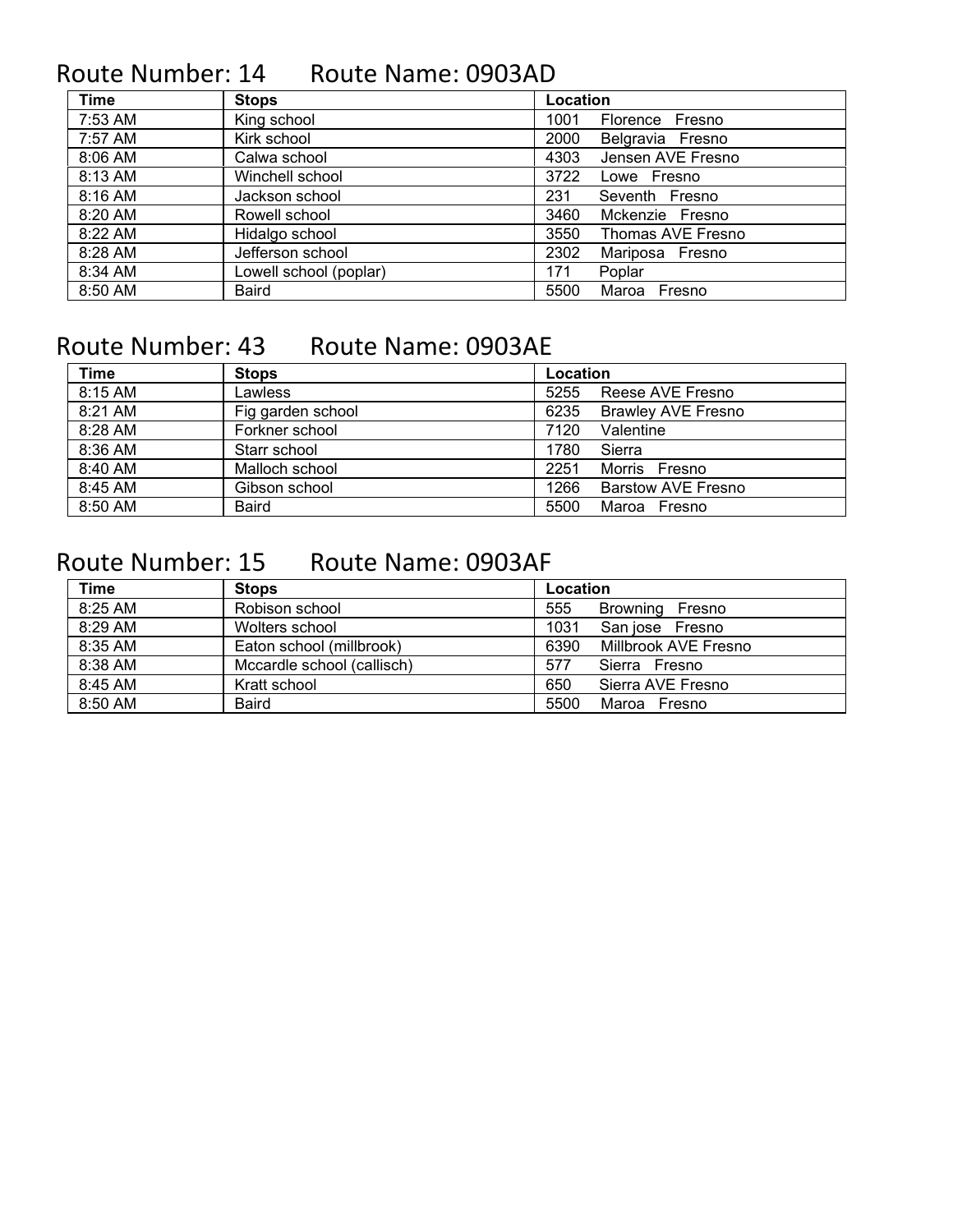## Route Number: 14 Route Name: 0903AD

| Time | Stops | Location |
|---|---|---|
| 7:53 AM | King school | 1001 Florence Fresno |
| 7:57 AM | Kirk school | 2000 Belgravia Fresno |
| 8:06 AM | Calwa school | 4303 Jensen AVE Fresno |
| 8:13 AM | Winchell school | 3722 Lowe Fresno |
| 8:16 AM | Jackson school | 231 Seventh Fresno |
| 8:20 AM | Rowell school | 3460 Mckenzie Fresno |
| 8:22 AM | Hidalgo school | 3550 Thomas AVE Fresno |
| 8:28 AM | Jefferson school | 2302 Mariposa Fresno |
| 8:34 AM | Lowell school (poplar) | 171 Poplar |
| 8:50 AM | Baird | 5500 Maroa Fresno |

## Route Number: 43 Route Name: 0903AE

| Time | Stops | Location |
|---|---|---|
| 8:15 AM | Lawless | 5255 Reese AVE Fresno |
| 8:21 AM | Fig garden school | 6235 Brawley AVE Fresno |
| 8:28 AM | Forkner school | 7120 Valentine |
| 8:36 AM | Starr school | 1780 Sierra |
| 8:40 AM | Malloch school | 2251 Morris Fresno |
| 8:45 AM | Gibson school | 1266 Barstow AVE Fresno |
| 8:50 AM | Baird | 5500 Maroa Fresno |

## Route Number: 15 Route Name: 0903AF

| Time | Stops | Location |
|---|---|---|
| 8:25 AM | Robison school | 555 Browning Fresno |
| 8:29 AM | Wolters school | 1031 San jose Fresno |
| 8:35 AM | Eaton school (millbrook) | 6390 Millbrook AVE Fresno |
| 8:38 AM | Mccardle school (callisch) | 577 Sierra Fresno |
| 8:45 AM | Kratt school | 650 Sierra AVE Fresno |
| 8:50 AM | Baird | 5500 Maroa Fresno |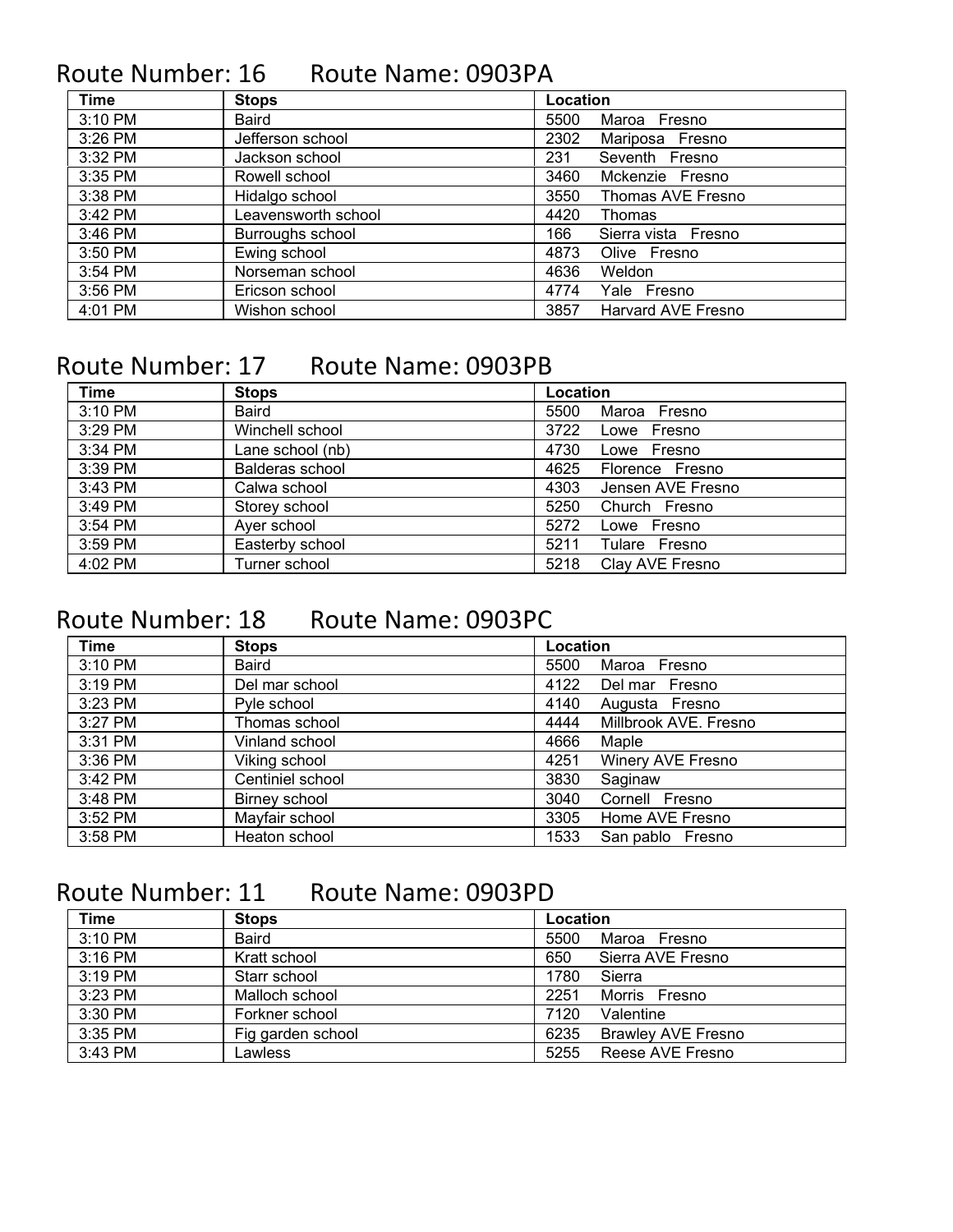## Route Number: 16 Route Name: 0903PA

| Time | Stops | Location |
| --- | --- | --- |
| 3:10 PM | Baird | 5500 Maroa Fresno |
| 3:26 PM | Jefferson school | 2302 Mariposa Fresno |
| 3:32 PM | Jackson school | 231 Seventh Fresno |
| 3:35 PM | Rowell school | 3460 Mckenzie Fresno |
| 3:38 PM | Hidalgo school | 3550 Thomas AVE Fresno |
| 3:42 PM | Leavensworth school | 4420 Thomas |
| 3:46 PM | Burroughs school | 166 Sierra vista Fresno |
| 3:50 PM | Ewing school | 4873 Olive Fresno |
| 3:54 PM | Norseman school | 4636 Weldon |
| 3:56 PM | Ericson school | 4774 Yale Fresno |
| 4:01 PM | Wishon school | 3857 Harvard AVE Fresno |

## Route Number: 17 Route Name: 0903PB

| Time | Stops | Location |
| --- | --- | --- |
| 3:10 PM | Baird | 5500 Maroa Fresno |
| 3:29 PM | Winchell school | 3722 Lowe Fresno |
| 3:34 PM | Lane school (nb) | 4730 Lowe Fresno |
| 3:39 PM | Balderas school | 4625 Florence Fresno |
| 3:43 PM | Calwa school | 4303 Jensen AVE Fresno |
| 3:49 PM | Storey school | 5250 Church Fresno |
| 3:54 PM | Ayer school | 5272 Lowe Fresno |
| 3:59 PM | Easterby school | 5211 Tulare Fresno |
| 4:02 PM | Turner school | 5218 Clay AVE Fresno |

## Route Number: 18 Route Name: 0903PC

| Time | Stops | Location |
| --- | --- | --- |
| 3:10 PM | Baird | 5500 Maroa Fresno |
| 3:19 PM | Del mar school | 4122 Del mar Fresno |
| 3:23 PM | Pyle school | 4140 Augusta Fresno |
| 3:27 PM | Thomas school | 4444 Millbrook AVE. Fresno |
| 3:31 PM | Vinland school | 4666 Maple |
| 3:36 PM | Viking school | 4251 Winery AVE Fresno |
| 3:42 PM | Centiniel school | 3830 Saginaw |
| 3:48 PM | Birney school | 3040 Cornell Fresno |
| 3:52 PM | Mayfair school | 3305 Home AVE Fresno |
| 3:58 PM | Heaton school | 1533 San pablo Fresno |

## Route Number: 11 Route Name: 0903PD

| Time | Stops | Location |
| --- | --- | --- |
| 3:10 PM | Baird | 5500 Maroa Fresno |
| 3:16 PM | Kratt school | 650 Sierra AVE Fresno |
| 3:19 PM | Starr school | 1780 Sierra |
| 3:23 PM | Malloch school | 2251 Morris Fresno |
| 3:30 PM | Forkner school | 7120 Valentine |
| 3:35 PM | Fig garden school | 6235 Brawley AVE Fresno |
| 3:43 PM | Lawless | 5255 Reese AVE Fresno |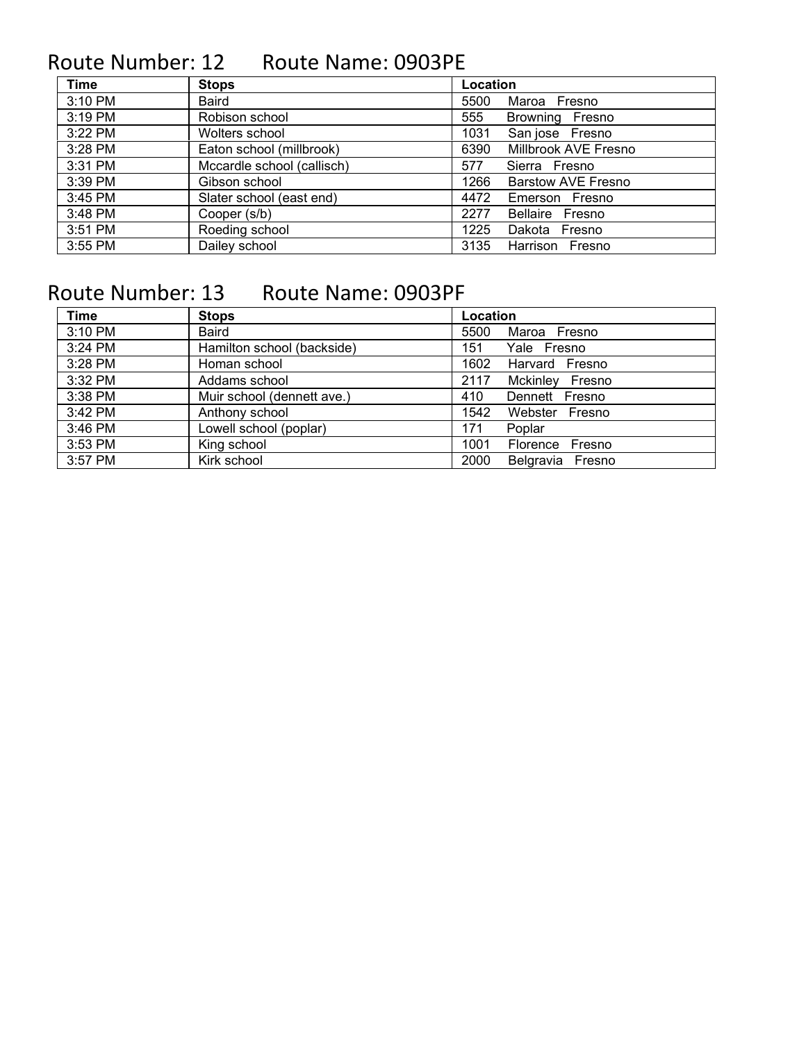## Route Number: 12 Route Name: 0903PE

| Time | Stops | Location |
|---|---|---|
| 3:10 PM | Baird | 5500 Maroa Fresno |
| 3:19 PM | Robison school | 555 Browning Fresno |
| 3:22 PM | Wolters school | 1031 San jose Fresno |
| 3:28 PM | Eaton school (millbrook) | 6390 Millbrook AVE Fresno |
| 3:31 PM | Mccardle school (callisch) | 577 Sierra Fresno |
| 3:39 PM | Gibson school | 1266 Barstow AVE Fresno |
| 3:45 PM | Slater school (east end) | 4472 Emerson Fresno |
| 3:48 PM | Cooper (s/b) | 2277 Bellaire Fresno |
| 3:51 PM | Roeding school | 1225 Dakota Fresno |
| 3:55 PM | Dailey school | 3135 Harrison Fresno |

## Route Number: 13 Route Name: 0903PF

| Time | Stops | Location |
|---|---|---|
| 3:10 PM | Baird | 5500 Maroa Fresno |
| 3:24 PM | Hamilton school (backside) | 151 Yale Fresno |
| 3:28 PM | Homan school | 1602 Harvard Fresno |
| 3:32 PM | Addams school | 2117 Mckinley Fresno |
| 3:38 PM | Muir school (dennett ave.) | 410 Dennett Fresno |
| 3:42 PM | Anthony school | 1542 Webster Fresno |
| 3:46 PM | Lowell school (poplar) | 171 Poplar |
| 3:53 PM | King school | 1001 Florence Fresno |
| 3:57 PM | Kirk school | 2000 Belgravia Fresno |